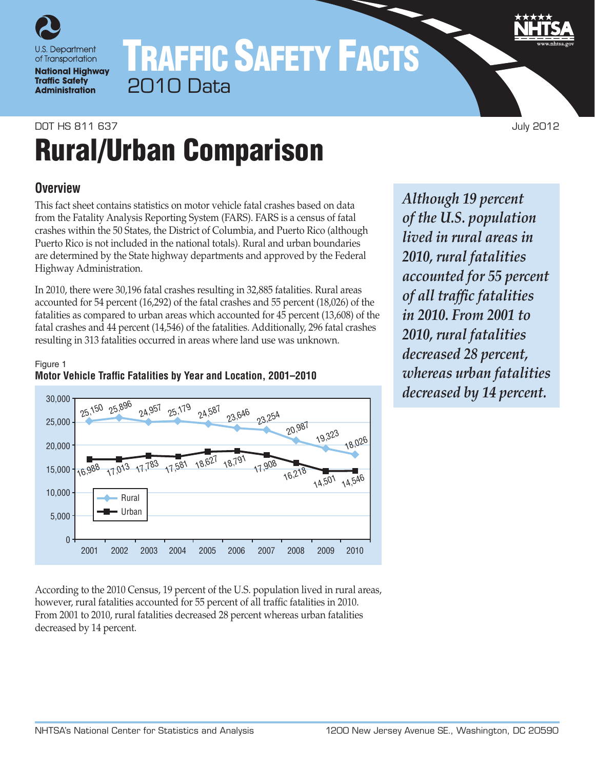U.S. Department of Transportation
**National Highway Traffic Safety Administration**

# TRAFFIC SAFETY FACTS

2010 Data

DOT HS 811 637 July 2012

# Rural/Urban Comparison

## Overview

This fact sheet contains statistics on motor vehicle fatal crashes based on data from the Fatality Analysis Reporting System (FARS). FARS is a census of fatal crashes within the 50 States, the District of Columbia, and Puerto Rico (although Puerto Rico is not included in the national totals). Rural and urban boundaries are determined by the State highway departments and approved by the Federal Highway Administration.

In 2010, there were 30,196 fatal crashes resulting in 32,885 fatalities. Rural areas accounted for 54 percent (16,292) of the fatal crashes and 55 percent (18,026) of the fatalities as compared to urban areas which accounted for 45 percent (13,608) of the fatal crashes and 44 percent (14,546) of the fatalities. Additionally, 296 fatal crashes resulting in 313 fatalities occurred in areas where land use was unknown.

*Although 19 percent of the U.S. population lived in rural areas in 2010, rural fatalities accounted for 55 percent of all traffic fatalities in 2010. From 2001 to 2010, rural fatalities decreased 28 percent, whereas urban fatalities decreased by 14 percent.*

Figure 1
**Motor Vehicle Traffic Fatalities by Year and Location, 2001–2010**

| Year | Rural | Urban |
|---|---|---|
| 2001 | 25,150 | 16,988 |
| 2002 | 25,896 | 17,013 |
| 2003 | 24,957 | 17,783 |
| 2004 | 25,179 | 17,581 |
| 2005 | 24,587 | 18,627 |
| 2006 | 23,646 | 18,791 |
| 2007 | 23,254 | 17,908 |
| 2008 | 20,987 | 16,218 |
| 2009 | 19,323 | 14,501 |
| 2010 | 18,026 | 14,546 |

According to the 2010 Census, 19 percent of the U.S. population lived in rural areas, however, rural fatalities accounted for 55 percent of all traffic fatalities in 2010. From 2001 to 2010, rural fatalities decreased 28 percent whereas urban fatalities decreased by 14 percent.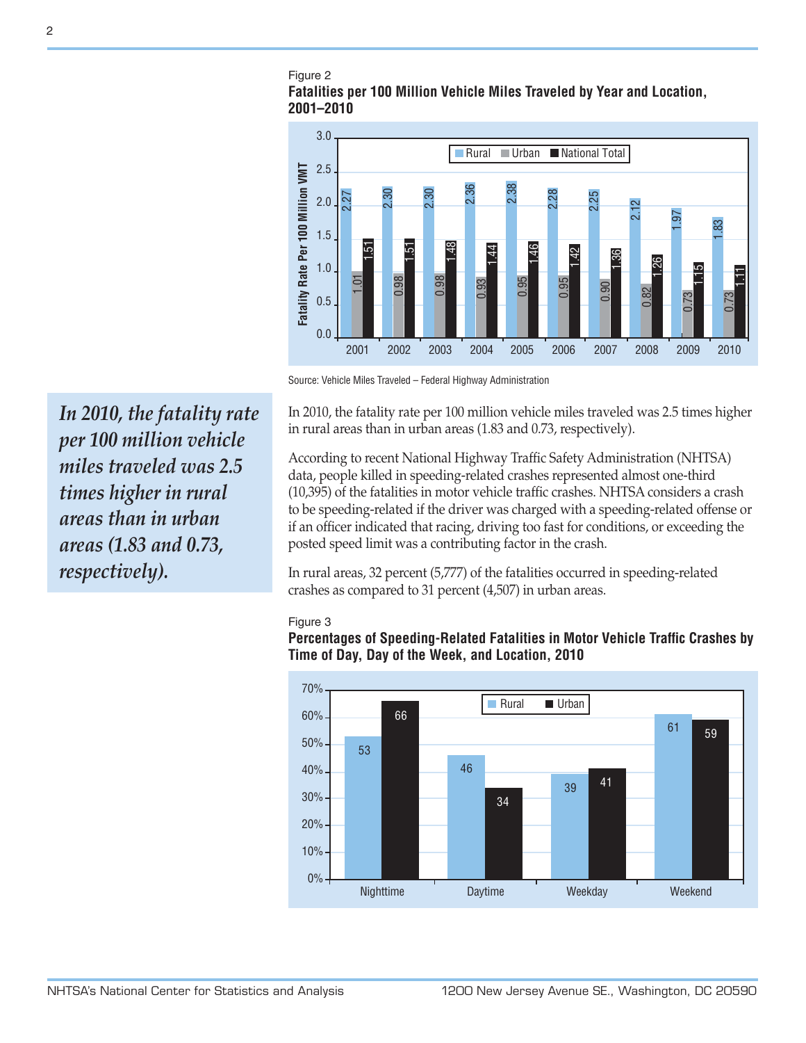Figure 2

**Fatalities per 100 Million Vehicle Miles Traveled by Year and Location, 2001–2010**

| Year | Rural | Urban | National Total |
|---|---|---|---|
| 2001 | 2.27 | 1.01 | 1.51 |
| 2002 | 2.30 | 0.98 | 1.51 |
| 2003 | 2.30 | 0.98 | 1.48 |
| 2004 | 2.36 | 0.93 | 1.44 |
| 2005 | 2.38 | 0.95 | 1.46 |
| 2006 | 2.28 | 0.95 | 1.42 |
| 2007 | 2.25 | 0.90 | 1.36 |
| 2008 | 2.12 | 0.82 | 1.26 |
| 2009 | 1.97 | 0.73 | 1.15 |
| 2010 | 1.83 | 0.73 | 1.11 |

Source: Vehicle Miles Traveled – Federal Highway Administration

*In 2010, the fatality rate per 100 million vehicle miles traveled was 2.5 times higher in rural areas than in urban areas (1.83 and 0.73, respectively).*

In 2010, the fatality rate per 100 million vehicle miles traveled was 2.5 times higher in rural areas than in urban areas (1.83 and 0.73, respectively).

According to recent National Highway Traffic Safety Administration (NHTSA) data, people killed in speeding-related crashes represented almost one-third (10,395) of the fatalities in motor vehicle traffic crashes. NHTSA considers a crash to be speeding-related if the driver was charged with a speeding-related offense or if an officer indicated that racing, driving too fast for conditions, or exceeding the posted speed limit was a contributing factor in the crash.

In rural areas, 32 percent (5,777) of the fatalities occurred in speeding-related crashes as compared to 31 percent (4,507) in urban areas.

Figure 3

**Percentages of Speeding-Related Fatalities in Motor Vehicle Traffic Crashes by Time of Day, Day of the Week, and Location, 2010**

| | Rural | Urban |
|---|---|---|
| Nighttime | 53 | 66 |
| Daytime | 46 | 34 |
| Weekday | 39 | 41 |
| Weekend | 61 | 59 |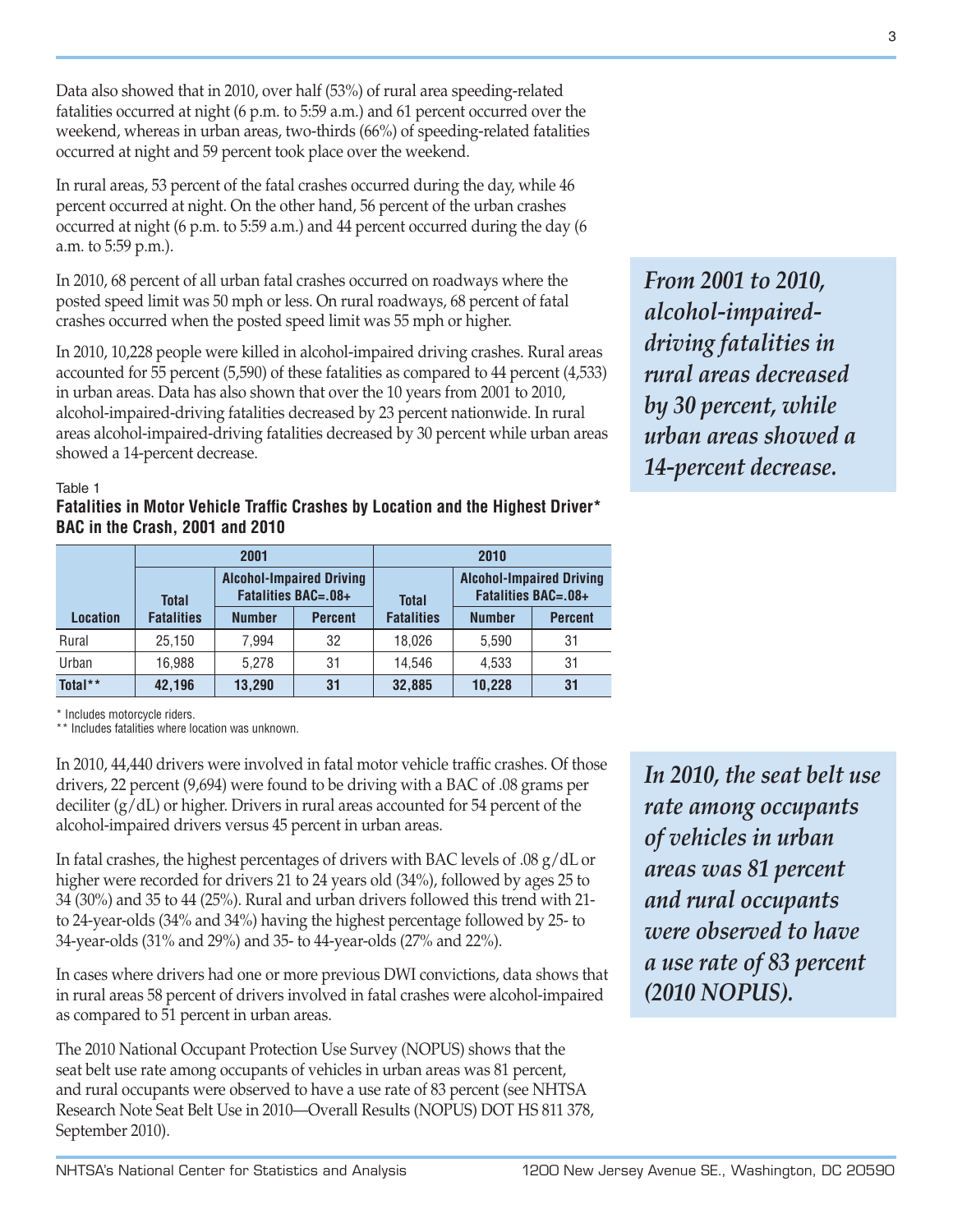Data also showed that in 2010, over half (53%) of rural area speeding-related fatalities occurred at night (6 p.m. to 5:59 a.m.) and 61 percent occurred over the weekend, whereas in urban areas, two-thirds (66%) of speeding-related fatalities occurred at night and 59 percent took place over the weekend.

In rural areas, 53 percent of the fatal crashes occurred during the day, while 46 percent occurred at night. On the other hand, 56 percent of the urban crashes occurred at night (6 p.m. to 5:59 a.m.) and 44 percent occurred during the day (6 a.m. to 5:59 p.m.).

In 2010, 68 percent of all urban fatal crashes occurred on roadways where the posted speed limit was 50 mph or less. On rural roadways, 68 percent of fatal crashes occurred when the posted speed limit was 55 mph or higher.

***From 2001 to 2010, alcohol-impaired-driving fatalities in rural areas decreased by 30 percent, while urban areas showed a 14-percent decrease.***

In 2010, 10,228 people were killed in alcohol-impaired driving crashes. Rural areas accounted for 55 percent (5,590) of these fatalities as compared to 44 percent (4,533) in urban areas. Data has also shown that over the 10 years from 2001 to 2010, alcohol-impaired-driving fatalities decreased by 23 percent nationwide. In rural areas alcohol-impaired-driving fatalities decreased by 30 percent while urban areas showed a 14-percent decrease.

Table 1
**Fatalities in Motor Vehicle Traffic Crashes by Location and the Highest Driver* BAC in the Crash, 2001 and 2010**

| Location | 2001 | | | 2010 | | |
|---|---|---|---|---|---|---|
| | Total Fatalities | Alcohol-Impaired Driving Fatalities BAC=.08+ | | Total Fatalities | Alcohol-Impaired Driving Fatalities BAC=.08+ | |
| | | Number | Percent | | Number | Percent |
| Rural | 25,150 | 7,994 | 32 | 18,026 | 5,590 | 31 |
| Urban | 16,988 | 5,278 | 31 | 14,546 | 4,533 | 31 |
| **Total**** | **42,196** | **13,290** | **31** | **32,885** | **10,228** | **31** |

\* Includes motorcycle riders.
\*\* Includes fatalities where location was unknown.

In 2010, 44,440 drivers were involved in fatal motor vehicle traffic crashes. Of those drivers, 22 percent (9,694) were found to be driving with a BAC of .08 grams per deciliter (g/dL) or higher. Drivers in rural areas accounted for 54 percent of the alcohol-impaired drivers versus 45 percent in urban areas.

In fatal crashes, the highest percentages of drivers with BAC levels of .08 g/dL or higher were recorded for drivers 21 to 24 years old (34%), followed by ages 25 to 34 (30%) and 35 to 44 (25%). Rural and urban drivers followed this trend with 21- to 24-year-olds (34% and 34%) having the highest percentage followed by 25- to 34-year-olds (31% and 29%) and 35- to 44-year-olds (27% and 22%).

***In 2010, the seat belt use rate among occupants of vehicles in urban areas was 81 percent and rural occupants were observed to have a use rate of 83 percent (2010 NOPUS).***

In cases where drivers had one or more previous DWI convictions, data shows that in rural areas 58 percent of drivers involved in fatal crashes were alcohol-impaired as compared to 51 percent in urban areas.

The 2010 National Occupant Protection Use Survey (NOPUS) shows that the seat belt use rate among occupants of vehicles in urban areas was 81 percent, and rural occupants were observed to have a use rate of 83 percent (see NHTSA Research Note Seat Belt Use in 2010—Overall Results (NOPUS) DOT HS 811 378, September 2010).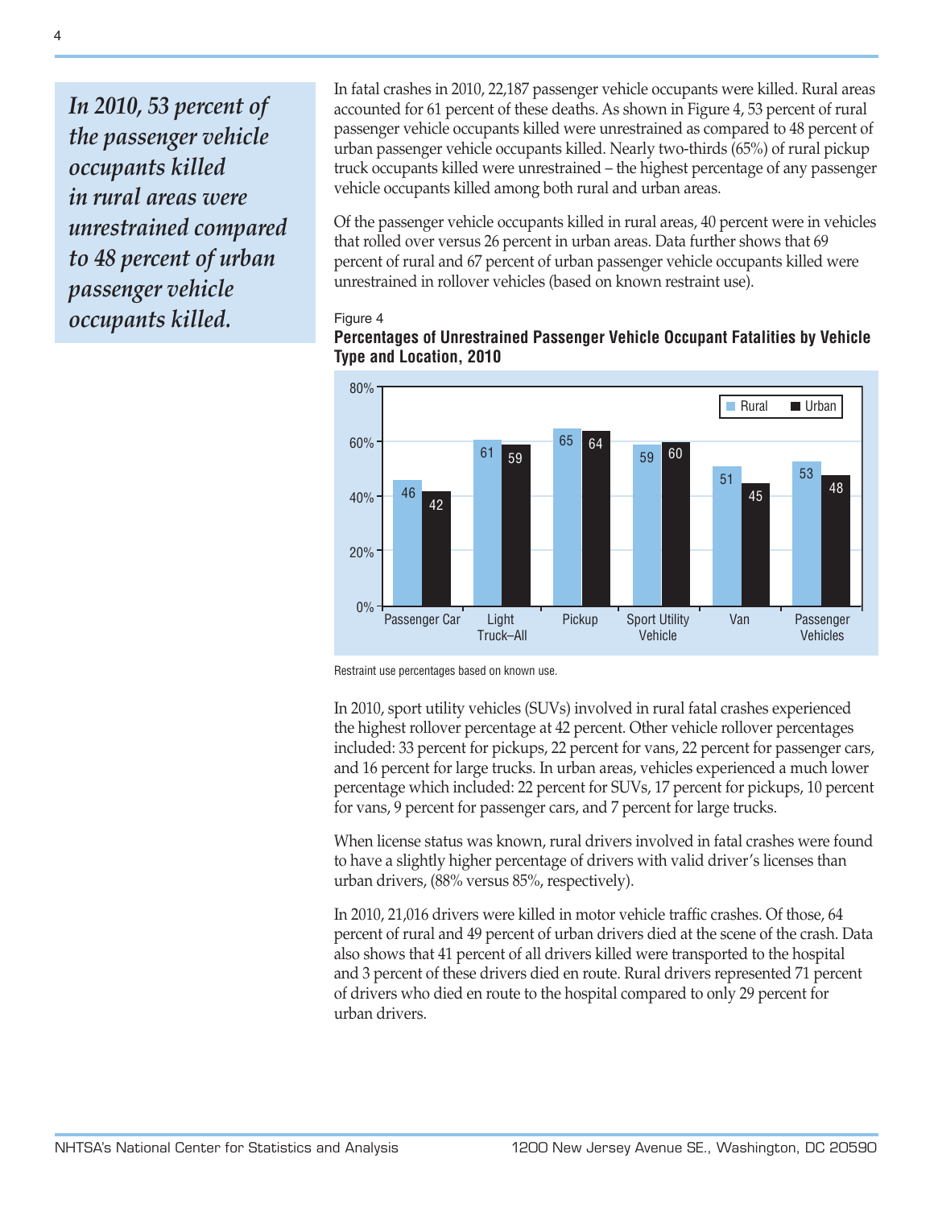*In 2010, 53 percent of the passenger vehicle occupants killed in rural areas were unrestrained compared to 48 percent of urban passenger vehicle occupants killed.*

In fatal crashes in 2010, 22,187 passenger vehicle occupants were killed. Rural areas accounted for 61 percent of these deaths. As shown in Figure 4, 53 percent of rural passenger vehicle occupants killed were unrestrained as compared to 48 percent of urban passenger vehicle occupants killed. Nearly two-thirds (65%) of rural pickup truck occupants killed were unrestrained – the highest percentage of any passenger vehicle occupants killed among both rural and urban areas.

Of the passenger vehicle occupants killed in rural areas, 40 percent were in vehicles that rolled over versus 26 percent in urban areas. Data further shows that 69 percent of rural and 67 percent of urban passenger vehicle occupants killed were unrestrained in rollover vehicles (based on known restraint use).

Figure 4

**Percentages of Unrestrained Passenger Vehicle Occupant Fatalities by Vehicle Type and Location, 2010**

| Vehicle Type | Rural | Urban |
|---|---|---|
| Passenger Car | 46 | 42 |
| Light Truck–All | 61 | 59 |
| Pickup | 65 | 64 |
| Sport Utility Vehicle | 59 | 60 |
| Van | 51 | 45 |
| Passenger Vehicles | 53 | 48 |

Restraint use percentages based on known use.

In 2010, sport utility vehicles (SUVs) involved in rural fatal crashes experienced the highest rollover percentage at 42 percent. Other vehicle rollover percentages included: 33 percent for pickups, 22 percent for vans, 22 percent for passenger cars, and 16 percent for large trucks. In urban areas, vehicles experienced a much lower percentage which included: 22 percent for SUVs, 17 percent for pickups, 10 percent for vans, 9 percent for passenger cars, and 7 percent for large trucks.

When license status was known, rural drivers involved in fatal crashes were found to have a slightly higher percentage of drivers with valid driver's licenses than urban drivers, (88% versus 85%, respectively).

In 2010, 21,016 drivers were killed in motor vehicle traffic crashes. Of those, 64 percent of rural and 49 percent of urban drivers died at the scene of the crash. Data also shows that 41 percent of all drivers killed were transported to the hospital and 3 percent of these drivers died en route. Rural drivers represented 71 percent of drivers who died en route to the hospital compared to only 29 percent for urban drivers.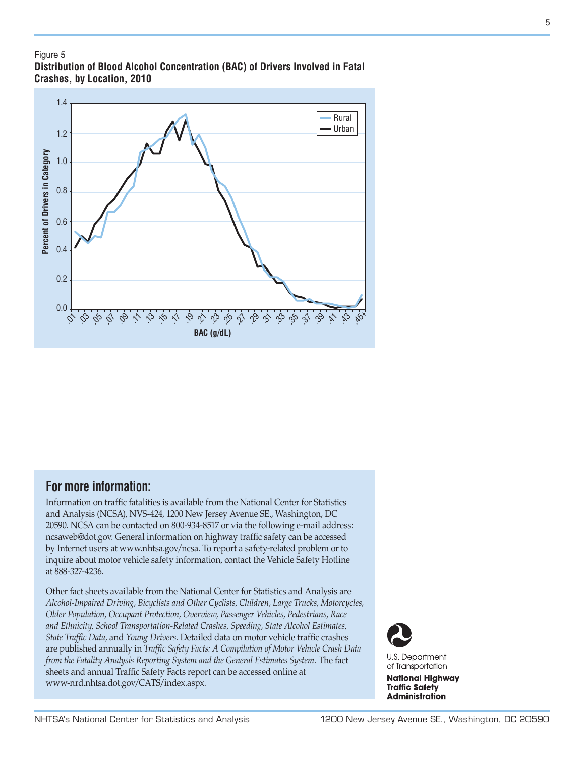Figure 5

**Distribution of Blood Alcohol Concentration (BAC) of Drivers Involved in Fatal Crashes, by Location, 2010**

## For more information:

Information on traffic fatalities is available from the National Center for Statistics and Analysis (NCSA), NVS-424, 1200 New Jersey Avenue SE., Washington, DC 20590. NCSA can be contacted on 800-934-8517 or via the following e-mail address: ncsaweb@dot.gov. General information on highway traffic safety can be accessed by Internet users at www.nhtsa.gov/ncsa. To report a safety-related problem or to inquire about motor vehicle safety information, contact the Vehicle Safety Hotline at 888-327-4236.

Other fact sheets available from the National Center for Statistics and Analysis are *Alcohol-Impaired Driving, Bicyclists and Other Cyclists, Children, Large Trucks, Motorcycles, Older Population, Occupant Protection, Overview, Passenger Vehicles, Pedestrians, Race and Ethnicity, School Transportation-Related Crashes, Speeding, State Alcohol Estimates, State Traffic Data,* and *Young Drivers.* Detailed data on motor vehicle traffic crashes are published annually in *Traffic Safety Facts: A Compilation of Motor Vehicle Crash Data from the Fatality Analysis Reporting System and the General Estimates System.* The fact sheets and annual Traffic Safety Facts report can be accessed online at www-nrd.nhtsa.dot.gov/CATS/index.aspx.

U.S. Department of Transportation

**National Highway Traffic Safety Administration**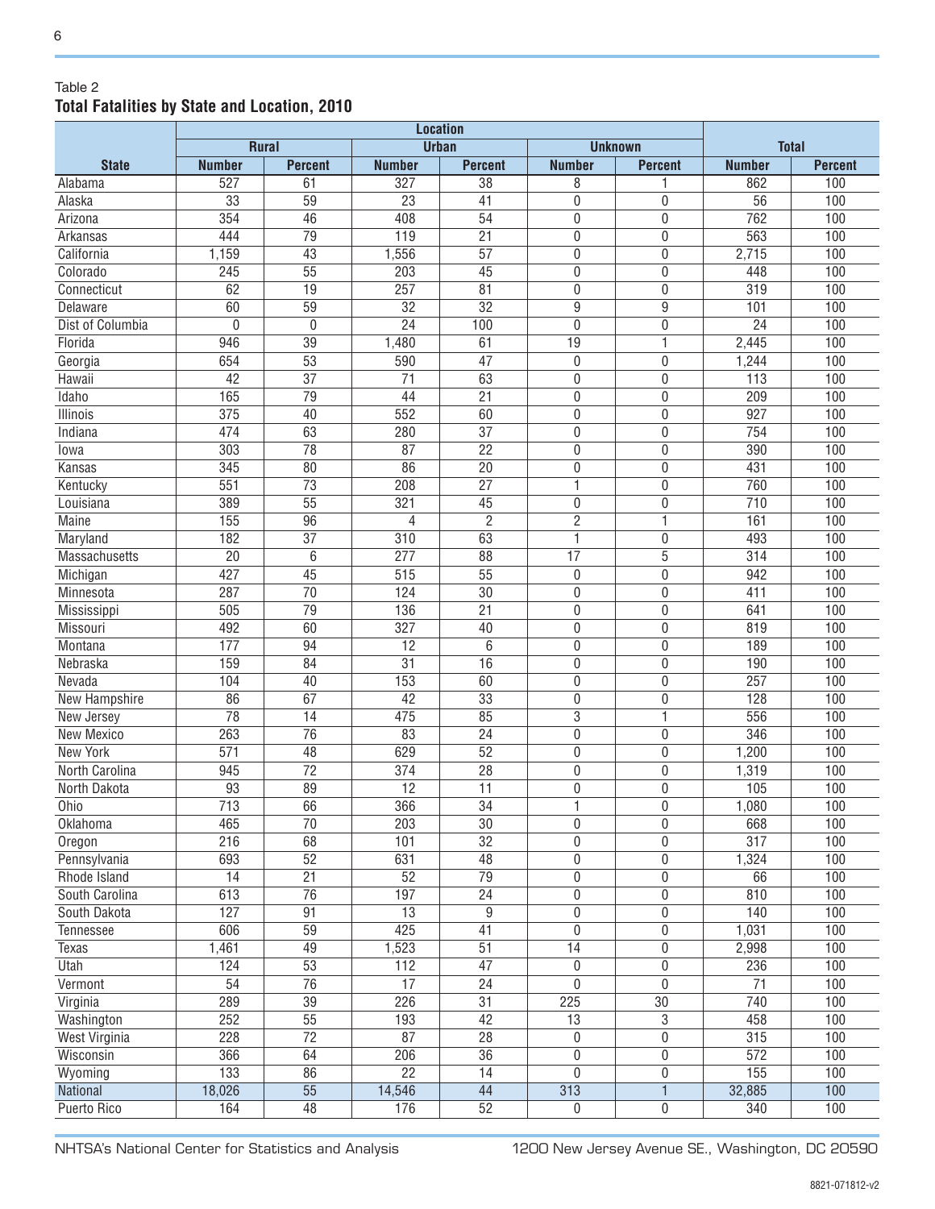Table 2
**Total Fatalities by State and Location, 2010**

| | Location | | | | | | | |
|---|---|---|---|---|---|---|---|---|
| | Rural | | Urban | | Unknown | | Total | |
| **State** | **Number** | **Percent** | **Number** | **Percent** | **Number** | **Percent** | **Number** | **Percent** |
| Alabama | 527 | 61 | 327 | 38 | 8 | 1 | 862 | 100 |
| Alaska | 33 | 59 | 23 | 41 | 0 | 0 | 56 | 100 |
| Arizona | 354 | 46 | 408 | 54 | 0 | 0 | 762 | 100 |
| Arkansas | 444 | 79 | 119 | 21 | 0 | 0 | 563 | 100 |
| California | 1,159 | 43 | 1,556 | 57 | 0 | 0 | 2,715 | 100 |
| Colorado | 245 | 55 | 203 | 45 | 0 | 0 | 448 | 100 |
| Connecticut | 62 | 19 | 257 | 81 | 0 | 0 | 319 | 100 |
| Delaware | 60 | 59 | 32 | 32 | 9 | 9 | 101 | 100 |
| Dist of Columbia | 0 | 0 | 24 | 100 | 0 | 0 | 24 | 100 |
| Florida | 946 | 39 | 1,480 | 61 | 19 | 1 | 2,445 | 100 |
| Georgia | 654 | 53 | 590 | 47 | 0 | 0 | 1,244 | 100 |
| Hawaii | 42 | 37 | 71 | 63 | 0 | 0 | 113 | 100 |
| Idaho | 165 | 79 | 44 | 21 | 0 | 0 | 209 | 100 |
| Illinois | 375 | 40 | 552 | 60 | 0 | 0 | 927 | 100 |
| Indiana | 474 | 63 | 280 | 37 | 0 | 0 | 754 | 100 |
| Iowa | 303 | 78 | 87 | 22 | 0 | 0 | 390 | 100 |
| Kansas | 345 | 80 | 86 | 20 | 0 | 0 | 431 | 100 |
| Kentucky | 551 | 73 | 208 | 27 | 1 | 0 | 760 | 100 |
| Louisiana | 389 | 55 | 321 | 45 | 0 | 0 | 710 | 100 |
| Maine | 155 | 96 | 4 | 2 | 2 | 1 | 161 | 100 |
| Maryland | 182 | 37 | 310 | 63 | 1 | 0 | 493 | 100 |
| Massachusetts | 20 | 6 | 277 | 88 | 17 | 5 | 314 | 100 |
| Michigan | 427 | 45 | 515 | 55 | 0 | 0 | 942 | 100 |
| Minnesota | 287 | 70 | 124 | 30 | 0 | 0 | 411 | 100 |
| Mississippi | 505 | 79 | 136 | 21 | 0 | 0 | 641 | 100 |
| Missouri | 492 | 60 | 327 | 40 | 0 | 0 | 819 | 100 |
| Montana | 177 | 94 | 12 | 6 | 0 | 0 | 189 | 100 |
| Nebraska | 159 | 84 | 31 | 16 | 0 | 0 | 190 | 100 |
| Nevada | 104 | 40 | 153 | 60 | 0 | 0 | 257 | 100 |
| New Hampshire | 86 | 67 | 42 | 33 | 0 | 0 | 128 | 100 |
| New Jersey | 78 | 14 | 475 | 85 | 3 | 1 | 556 | 100 |
| New Mexico | 263 | 76 | 83 | 24 | 0 | 0 | 346 | 100 |
| New York | 571 | 48 | 629 | 52 | 0 | 0 | 1,200 | 100 |
| North Carolina | 945 | 72 | 374 | 28 | 0 | 0 | 1,319 | 100 |
| North Dakota | 93 | 89 | 12 | 11 | 0 | 0 | 105 | 100 |
| Ohio | 713 | 66 | 366 | 34 | 1 | 0 | 1,080 | 100 |
| Oklahoma | 465 | 70 | 203 | 30 | 0 | 0 | 668 | 100 |
| Oregon | 216 | 68 | 101 | 32 | 0 | 0 | 317 | 100 |
| Pennsylvania | 693 | 52 | 631 | 48 | 0 | 0 | 1,324 | 100 |
| Rhode Island | 14 | 21 | 52 | 79 | 0 | 0 | 66 | 100 |
| South Carolina | 613 | 76 | 197 | 24 | 0 | 0 | 810 | 100 |
| South Dakota | 127 | 91 | 13 | 9 | 0 | 0 | 140 | 100 |
| Tennessee | 606 | 59 | 425 | 41 | 0 | 0 | 1,031 | 100 |
| Texas | 1,461 | 49 | 1,523 | 51 | 14 | 0 | 2,998 | 100 |
| Utah | 124 | 53 | 112 | 47 | 0 | 0 | 236 | 100 |
| Vermont | 54 | 76 | 17 | 24 | 0 | 0 | 71 | 100 |
| Virginia | 289 | 39 | 226 | 31 | 225 | 30 | 740 | 100 |
| Washington | 252 | 55 | 193 | 42 | 13 | 3 | 458 | 100 |
| West Virginia | 228 | 72 | 87 | 28 | 0 | 0 | 315 | 100 |
| Wisconsin | 366 | 64 | 206 | 36 | 0 | 0 | 572 | 100 |
| Wyoming | 133 | 86 | 22 | 14 | 0 | 0 | 155 | 100 |
| National | 18,026 | 55 | 14,546 | 44 | 313 | 1 | 32,885 | 100 |
| Puerto Rico | 164 | 48 | 176 | 52 | 0 | 0 | 340 | 100 |

NHTSA's National Center for Statistics and Analysis    1200 New Jersey Avenue SE., Washington, DC 20590

8821-071812-v2